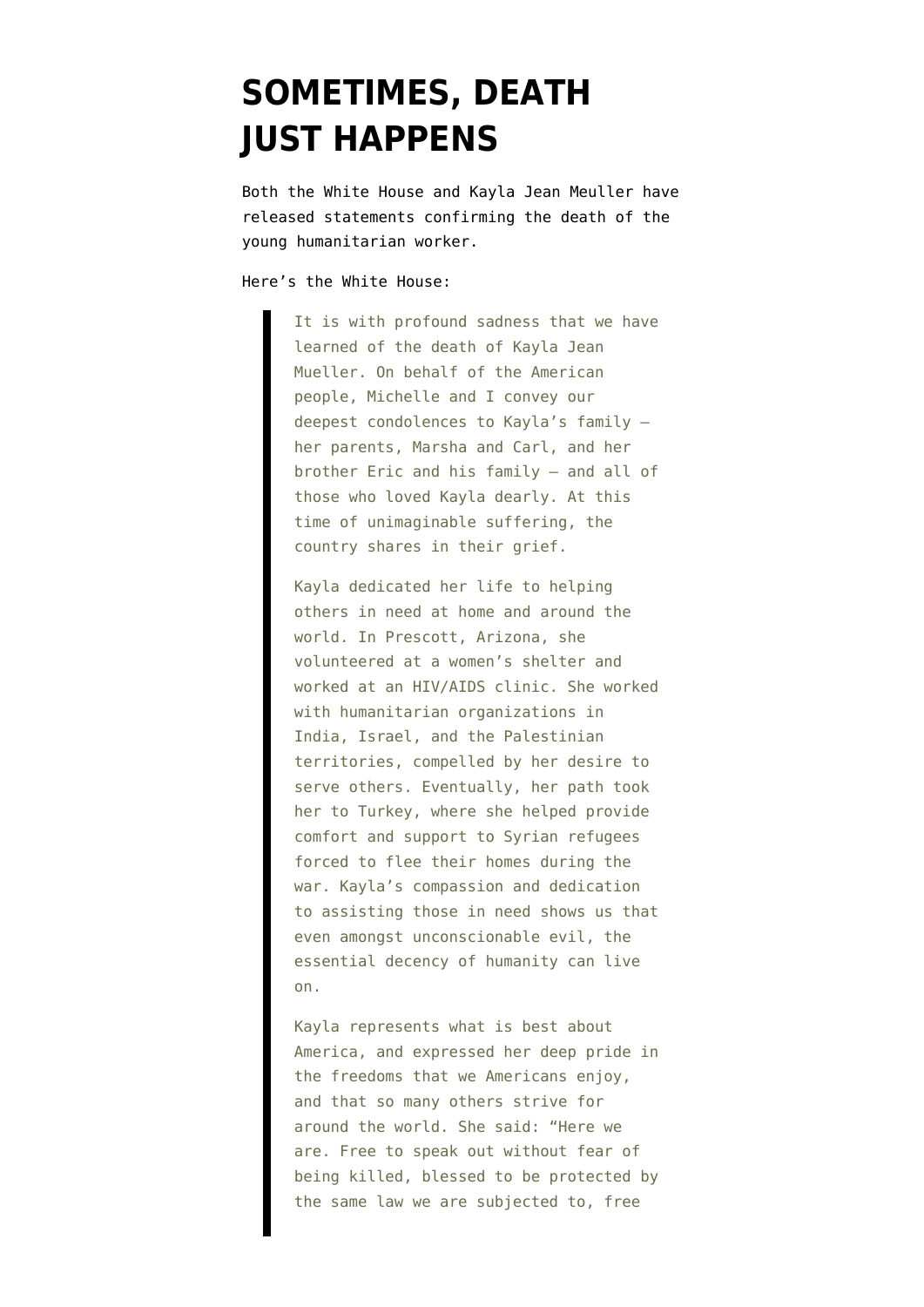# SOMETIMES, DEATH JUST HAPPENS

Both the White House and Kayla Jean Meuller have released statements confirming the death of the young humanitarian worker.

Here's the White House:

> It is with profound sadness that we have learned of the death of Kayla Jean Mueller. On behalf of the American people, Michelle and I convey our deepest condolences to Kayla's family — her parents, Marsha and Carl, and her brother Eric and his family — and all of those who loved Kayla dearly. At this time of unimaginable suffering, the country shares in their grief.
>
> Kayla dedicated her life to helping others in need at home and around the world. In Prescott, Arizona, she volunteered at a women's shelter and worked at an HIV/AIDS clinic. She worked with humanitarian organizations in India, Israel, and the Palestinian territories, compelled by her desire to serve others. Eventually, her path took her to Turkey, where she helped provide comfort and support to Syrian refugees forced to flee their homes during the war. Kayla's compassion and dedication to assisting those in need shows us that even amongst unconscionable evil, the essential decency of humanity can live on.
>
> Kayla represents what is best about America, and expressed her deep pride in the freedoms that we Americans enjoy, and that so many others strive for around the world. She said: "Here we are. Free to speak out without fear of being killed, blessed to be protected by the same law we are subjected to, free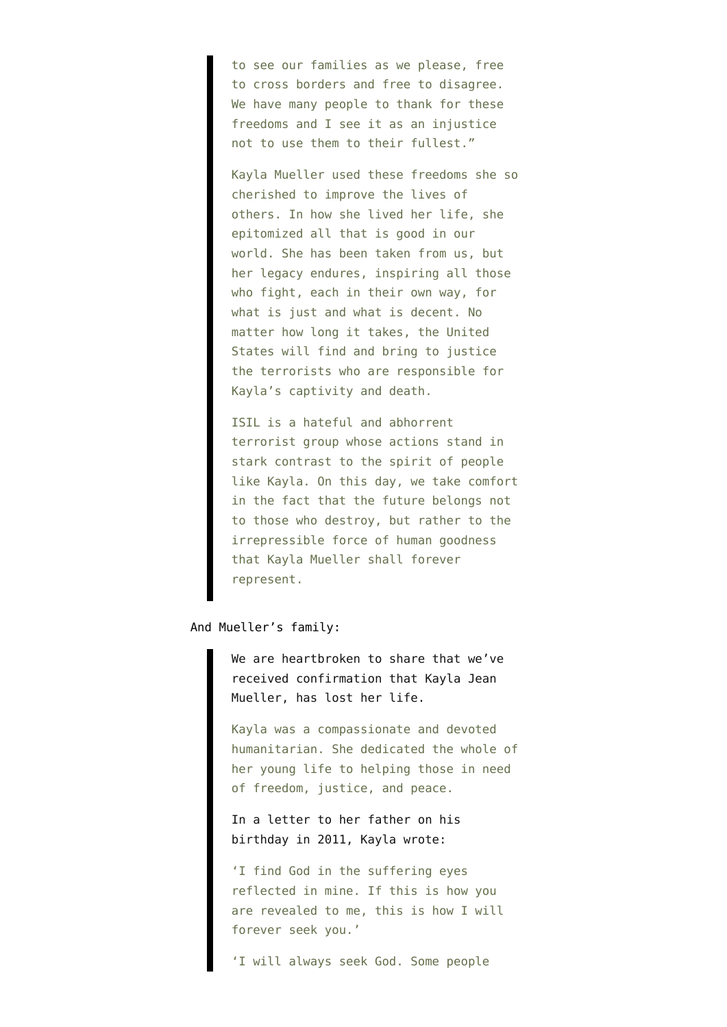> to see our families as we please, free to cross borders and free to disagree. We have many people to thank for these freedoms and I see it as an injustice not to use them to their fullest."
>
> Kayla Mueller used these freedoms she so cherished to improve the lives of others. In how she lived her life, she epitomized all that is good in our world. She has been taken from us, but her legacy endures, inspiring all those who fight, each in their own way, for what is just and what is decent. No matter how long it takes, the United States will find and bring to justice the terrorists who are responsible for Kayla's captivity and death.
>
> ISIL is a hateful and abhorrent terrorist group whose actions stand in stark contrast to the spirit of people like Kayla. On this day, we take comfort in the fact that the future belongs not to those who destroy, but rather to the irrepressible force of human goodness that Kayla Mueller shall forever represent.

And Mueller's family:

> We are heartbroken to share that we've received confirmation that Kayla Jean Mueller, has lost her life.
>
> Kayla was a compassionate and devoted humanitarian. She dedicated the whole of her young life to helping those in need of freedom, justice, and peace.
>
> In a letter to her father on his birthday in 2011, Kayla wrote:
>
> 'I find God in the suffering eyes reflected in mine. If this is how you are revealed to me, this is how I will forever seek you.'
>
> 'I will always seek God. Some people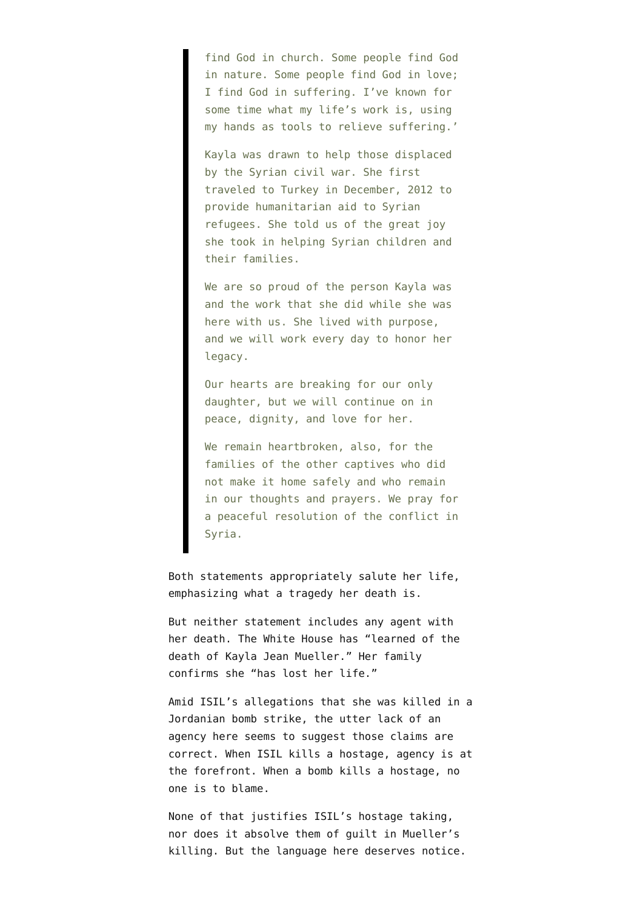> find God in church. Some people find God in nature. Some people find God in love; I find God in suffering. I've known for some time what my life's work is, using my hands as tools to relieve suffering.'
>
> Kayla was drawn to help those displaced by the Syrian civil war. She first traveled to Turkey in December, 2012 to provide humanitarian aid to Syrian refugees. She told us of the great joy she took in helping Syrian children and their families.
>
> We are so proud of the person Kayla was and the work that she did while she was here with us. She lived with purpose, and we will work every day to honor her legacy.
>
> Our hearts are breaking for our only daughter, but we will continue on in peace, dignity, and love for her.
>
> We remain heartbroken, also, for the families of the other captives who did not make it home safely and who remain in our thoughts and prayers. We pray for a peaceful resolution of the conflict in Syria.

Both statements appropriately salute her life, emphasizing what a tragedy her death is.

But neither statement includes any agent with her death. The White House has "learned of the death of Kayla Jean Mueller." Her family confirms she "has lost her life."

Amid ISIL's allegations that she was killed in a Jordanian bomb strike, the utter lack of an agency here seems to suggest those claims are correct. When ISIL kills a hostage, agency is at the forefront. When a bomb kills a hostage, no one is to blame.

None of that justifies ISIL's hostage taking, nor does it absolve them of guilt in Mueller's killing. But the language here deserves notice.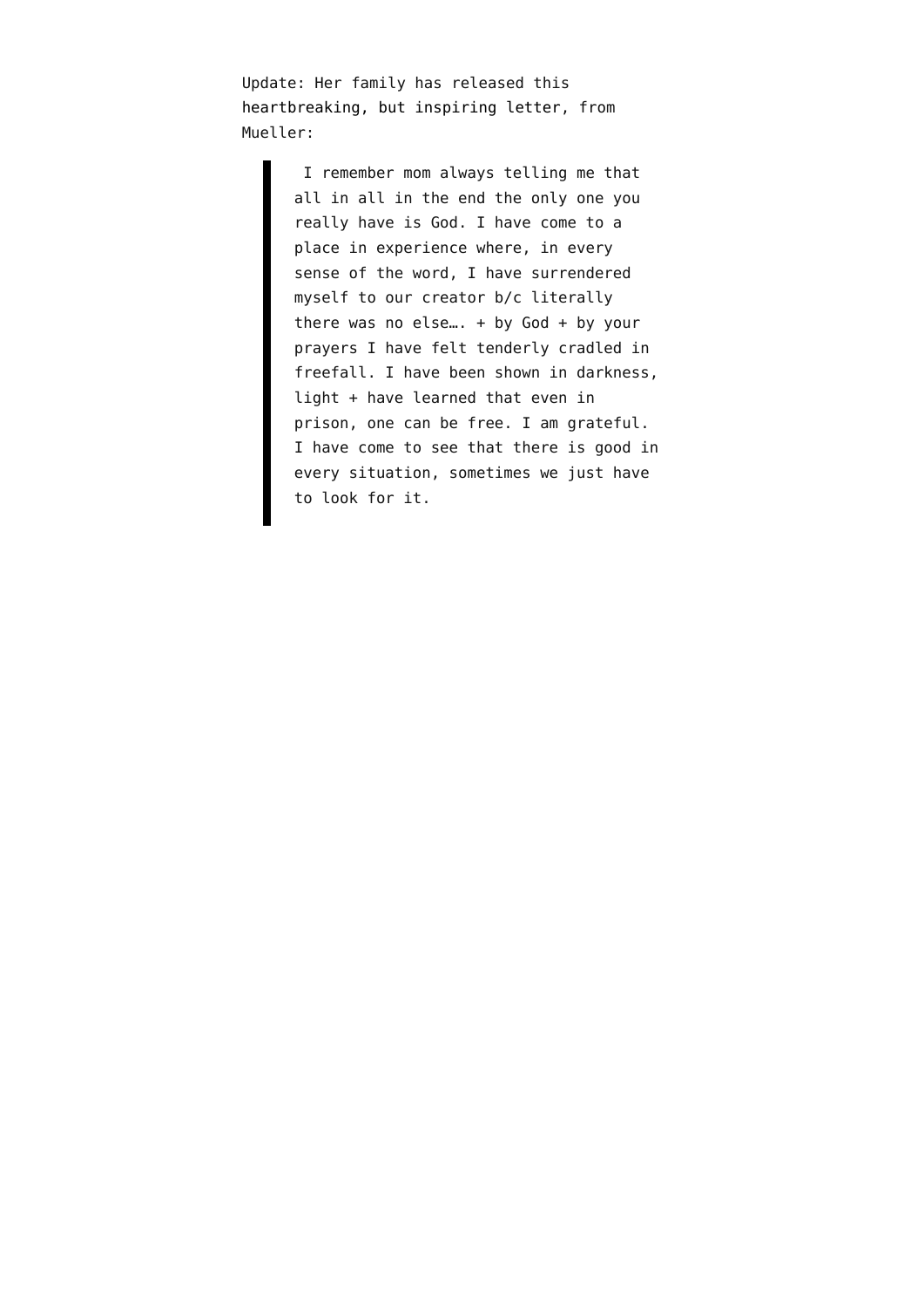Update: Her family has released this heartbreaking, but inspiring letter, from Mueller:

> I remember mom always telling me that all in all in the end the only one you really have is God. I have come to a place in experience where, in every sense of the word, I have surrendered myself to our creator b/c literally there was no else…. + by God + by your prayers I have felt tenderly cradled in freefall. I have been shown in darkness, light + have learned that even in prison, one can be free. I am grateful. I have come to see that there is good in every situation, sometimes we just have to look for it.